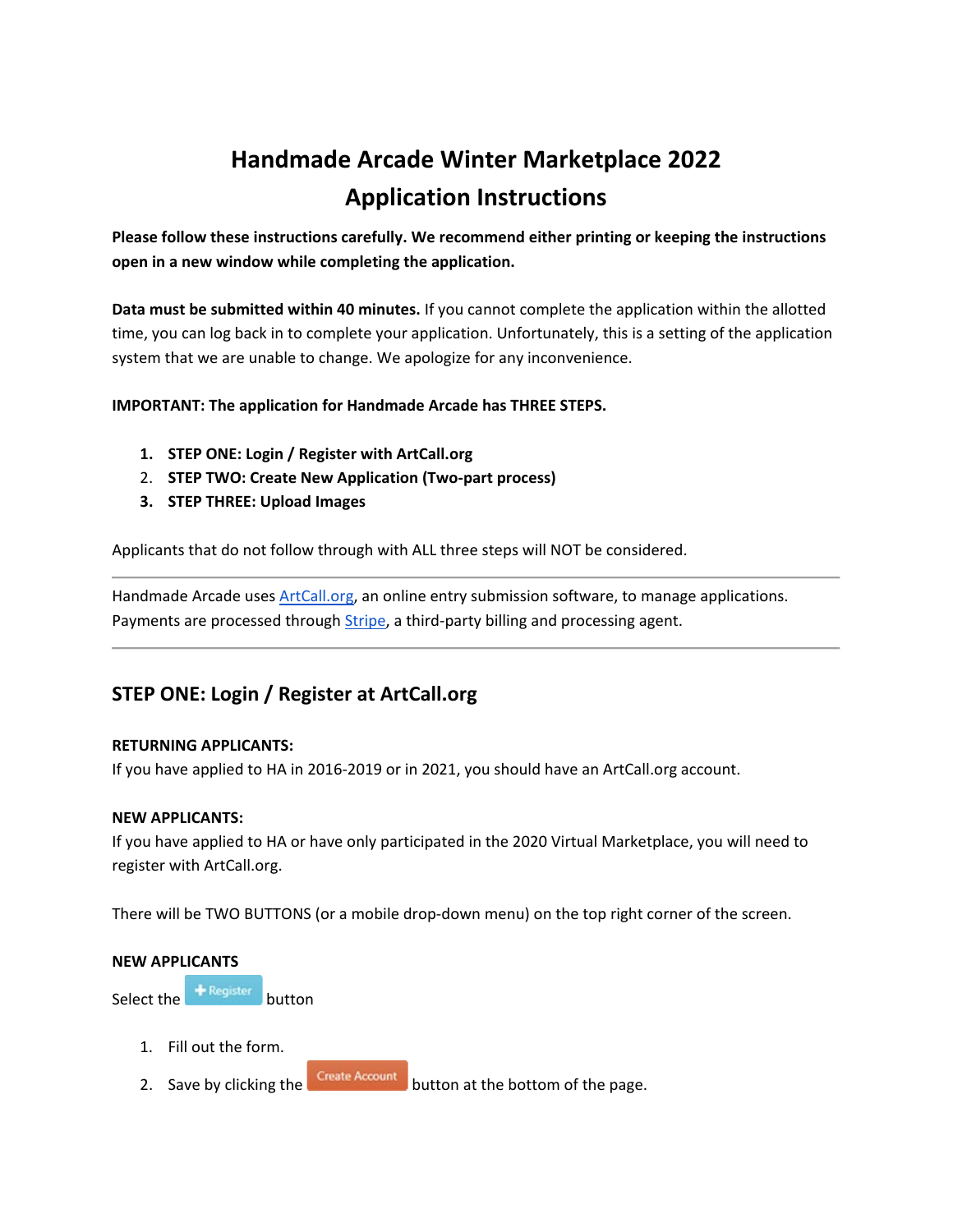# Handmade Arcade Winter Marketplace 2022
# Application Instructions

**Please follow these instructions carefully. We recommend either printing or keeping the instructions open in a new window while completing the application.**

**Data must be submitted within 40 minutes.** If you cannot complete the application within the allotted time, you can log back in to complete your application. Unfortunately, this is a setting of the application system that we are unable to change. We apologize for any inconvenience.

**IMPORTANT: The application for Handmade Arcade has THREE STEPS.**

1. **STEP ONE: Login / Register with ArtCall.org**
2. **STEP TWO: Create New Application (Two-part process)**
3. **STEP THREE: Upload Images**

Applicants that do not follow through with ALL three steps will NOT be considered.

---

Handmade Arcade uses ArtCall.org, an online entry submission software, to manage applications. Payments are processed through Stripe, a third-party billing and processing agent.

---

## STEP ONE: Login / Register at ArtCall.org

**RETURNING APPLICANTS:**
If you have applied to HA in 2016-2019 or in 2021, you should have an ArtCall.org account.

**NEW APPLICANTS:**
If you have applied to HA or have only participated in the 2020 Virtual Marketplace, you will need to register with ArtCall.org.

There will be TWO BUTTONS (or a mobile drop-down menu) on the top right corner of the screen.

**NEW APPLICANTS**

Select the **+ Register** button

1. Fill out the form.
2. Save by clicking the **Create Account** button at the bottom of the page.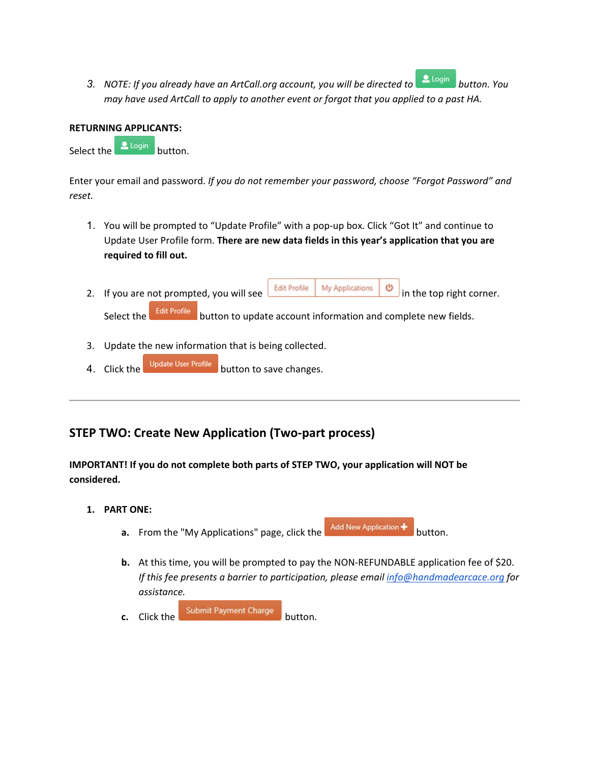3. *NOTE: If you already have an ArtCall.org account, you will be directed to* Login *button. You may have used ArtCall to apply to another event or forgot that you applied to a past HA.*

**RETURNING APPLICANTS:**

Select the Login button.

Enter your email and password. *If you do not remember your password, choose "Forgot Password" and reset.*

1. You will be prompted to "Update Profile" with a pop-up box. Click "Got It" and continue to Update User Profile form. **There are new data fields in this year's application that you are required to fill out.**

2. If you are not prompted, you will see Edit Profile | My Applications | ⏻ in the top right corner. Select the Edit Profile button to update account information and complete new fields.

3. Update the new information that is being collected.

4. Click the Update User Profile button to save changes.

---

## STEP TWO: Create New Application (Two-part process)

**IMPORTANT! If you do not complete both parts of STEP TWO, your application will NOT be considered.**

1. **PART ONE:**

   a. From the "My Applications" page, click the Add New Application + button.

   b. At this time, you will be prompted to pay the NON-REFUNDABLE application fee of $20. *If this fee presents a barrier to participation, please email [info@handmadearcace.org](mailto:info@handmadearcace.org) for assistance.*

   c. Click the Submit Payment Charge button.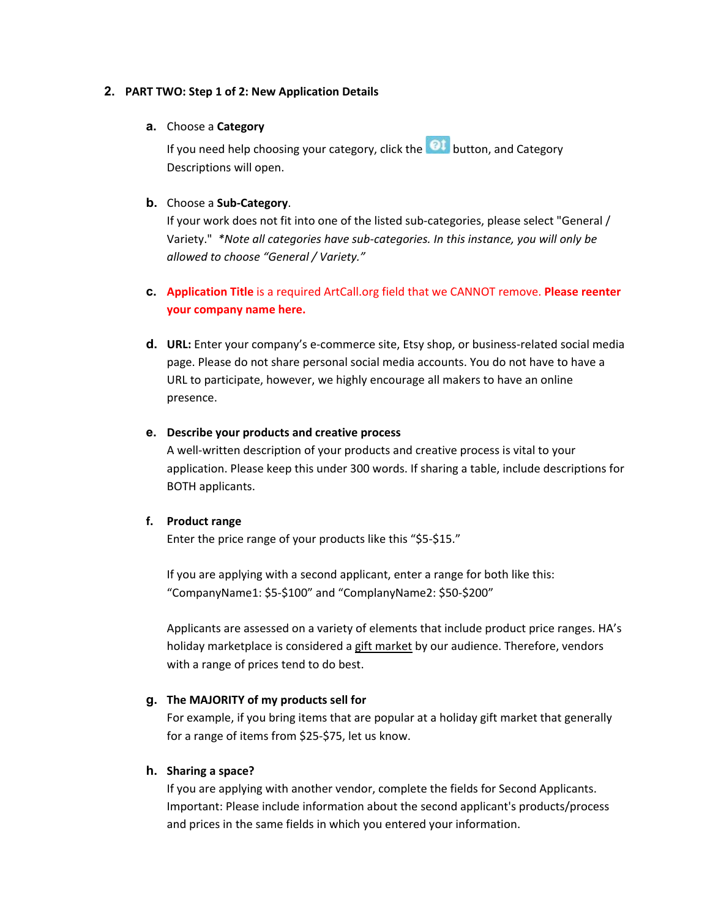2. **PART TWO: Step 1 of 2: New Application Details**

   a. Choose a **Category**

      If you need help choosing your category, click the button, and Category Descriptions will open.

   b. Choose a **Sub-Category**.
      If your work does not fit into one of the listed sub-categories, please select "General / Variety." *\*Note all categories have sub-categories. In this instance, you will only be allowed to choose "General / Variety."*

   c. **Application Title** is a required ArtCall.org field that we CANNOT remove. **Please reenter your company name here.**

   d. **URL:** Enter your company's e-commerce site, Etsy shop, or business-related social media page. Please do not share personal social media accounts. You do not have to have a URL to participate, however, we highly encourage all makers to have an online presence.

   e. **Describe your products and creative process**
      A well-written description of your products and creative process is vital to your application. Please keep this under 300 words. If sharing a table, include descriptions for BOTH applicants.

   f. **Product range**
      Enter the price range of your products like this "$5-$15."

      If you are applying with a second applicant, enter a range for both like this: "CompanyName1: $5-$100" and "ComplanyName2: $50-$200"

      Applicants are assessed on a variety of elements that include product price ranges. HA's holiday marketplace is considered a gift market by our audience. Therefore, vendors with a range of prices tend to do best.

   g. **The MAJORITY of my products sell for**
      For example, if you bring items that are popular at a holiday gift market that generally for a range of items from $25-$75, let us know.

   h. **Sharing a space?**
      If you are applying with another vendor, complete the fields for Second Applicants. Important: Please include information about the second applicant's products/process and prices in the same fields in which you entered your information.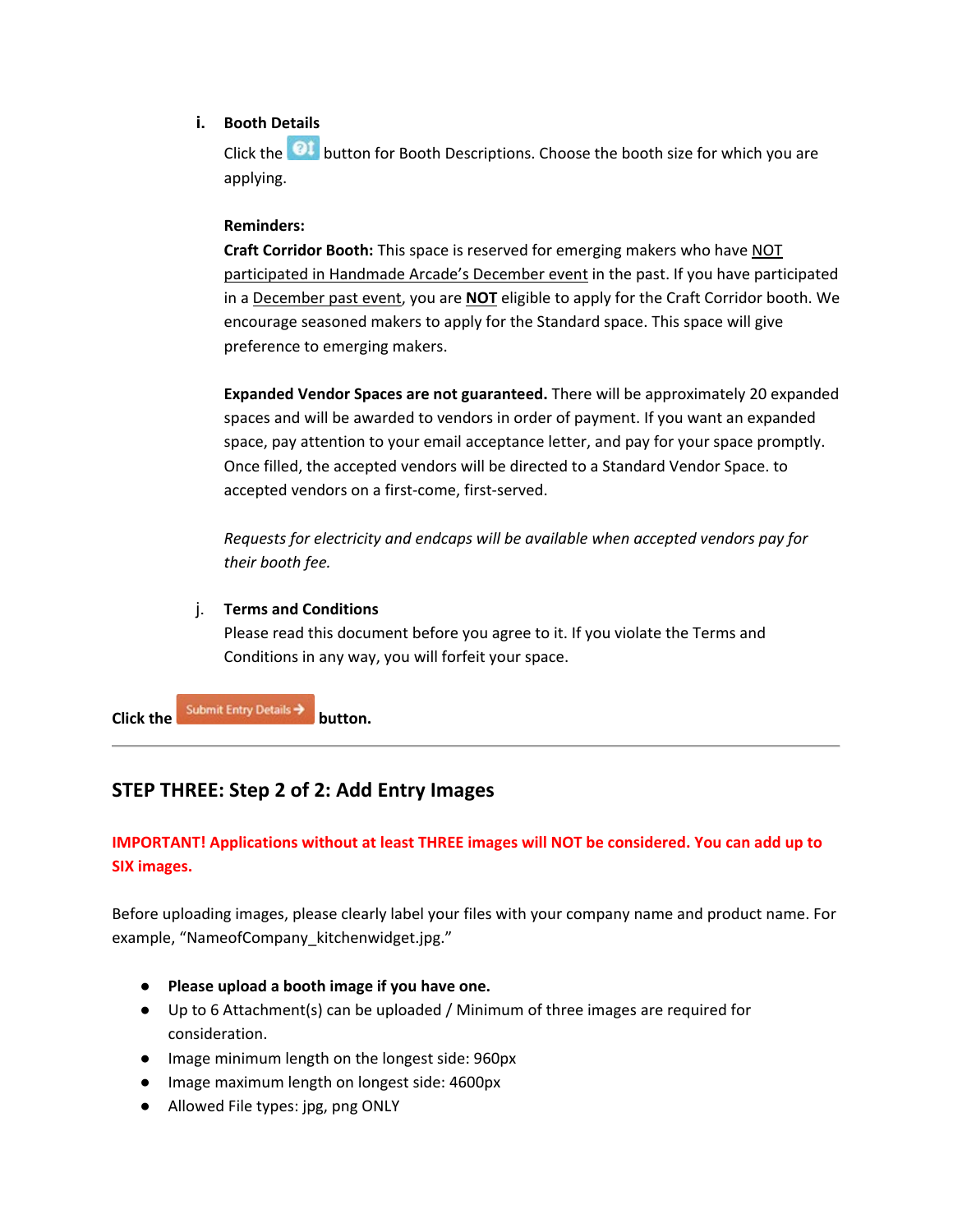i. **Booth Details**

Click the button for Booth Descriptions. Choose the booth size for which you are applying.

**Reminders:**

**Craft Corridor Booth:** This space is reserved for emerging makers who have NOT participated in Handmade Arcade's December event in the past. If you have participated in a December past event, you are **NOT** eligible to apply for the Craft Corridor booth. We encourage seasoned makers to apply for the Standard space. This space will give preference to emerging makers.

**Expanded Vendor Spaces are not guaranteed.** There will be approximately 20 expanded spaces and will be awarded to vendors in order of payment. If you want an expanded space, pay attention to your email acceptance letter, and pay for your space promptly. Once filled, the accepted vendors will be directed to a Standard Vendor Space. to accepted vendors on a first-come, first-served.

*Requests for electricity and endcaps will be available when accepted vendors pay for their booth fee.*

j. **Terms and Conditions**

Please read this document before you agree to it. If you violate the Terms and Conditions in any way, you will forfeit your space.

**Click the** Submit Entry Details → **button.**

---

## STEP THREE: Step 2 of 2: Add Entry Images

**IMPORTANT! Applications without at least THREE images will NOT be considered. You can add up to SIX images.**

Before uploading images, please clearly label your files with your company name and product name. For example, "NameofCompany_kitchenwidget.jpg."

- **Please upload a booth image if you have one.**
- Up to 6 Attachment(s) can be uploaded / Minimum of three images are required for consideration.
- Image minimum length on the longest side: 960px
- Image maximum length on longest side: 4600px
- Allowed File types: jpg, png ONLY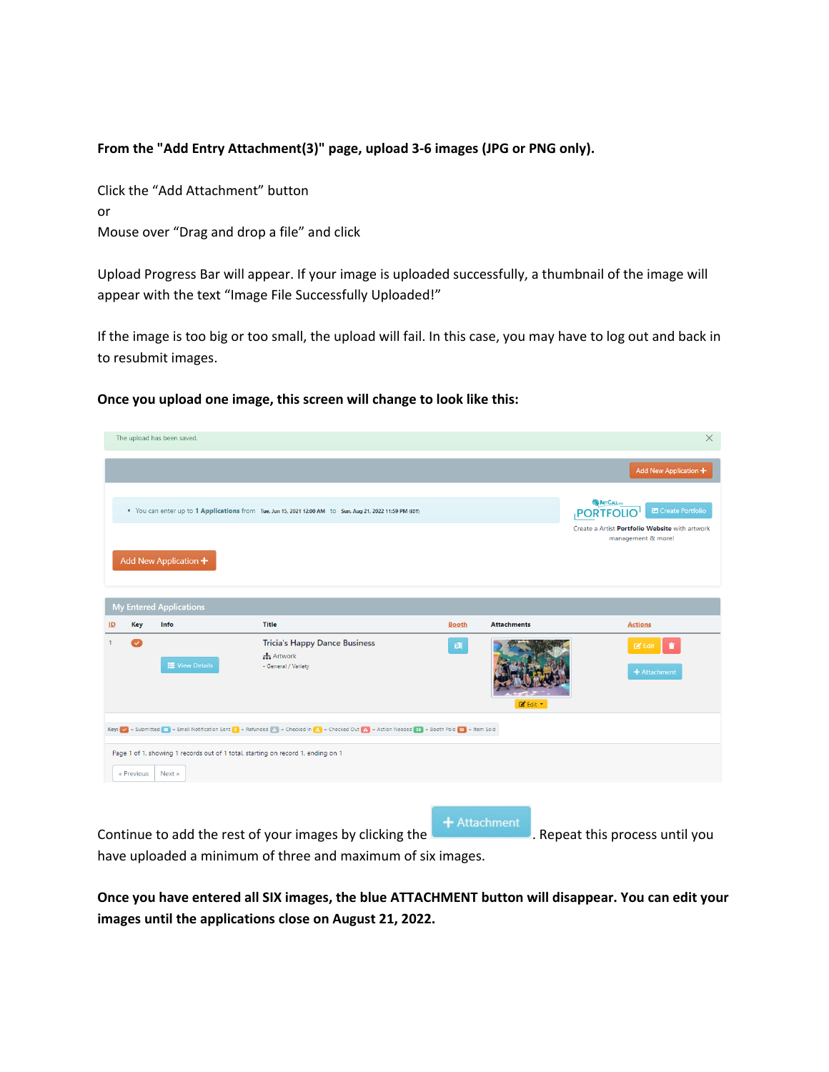**From the "Add Entry Attachment(3)" page, upload 3-6 images (JPG or PNG only).**

Click the “Add Attachment” button
or
Mouse over “Drag and drop a file” and click

Upload Progress Bar will appear. If your image is uploaded successfully, a thumbnail of the image will appear with the text “Image File Successfully Uploaded!”

If the image is too big or too small, the upload will fail. In this case, you may have to log out and back in to resubmit images.

**Once you upload one image, this screen will change to look like this:**

The upload has been saved.

Add New Application +

- You can enter up to 1 Applications from Tue, Jun 15, 2021 12:00 AM to Sun, Aug 21, 2022 11:59 PM (EDT)

PORTFOLIO Create Portfolio
Create a Artist Portfolio Website with artwork management & more!

Add New Application +

My Entered Applications

| ID | Key | Info | Title | Booth | Attachments | Actions |
|---|---|---|---|---|---|---|
| 1 | | View Details | Tricia's Happy Dance Business<br>Artwork<br>- General / Variety | | Edit | Edit<br>+ Attachment |

Key: = Submitted = Email Notification Sent = Refunded = Checked In = Checked Out = Action Needed = Booth Paid = Item Sold

Page 1 of 1, showing 1 records out of 1 total, starting on record 1, ending on 1

« Previous Next »

Continue to add the rest of your images by clicking the + Attachment. Repeat this process until you have uploaded a minimum of three and maximum of six images.

**Once you have entered all SIX images, the blue ATTACHMENT button will disappear. You can edit your images until the applications close on August 21, 2022.**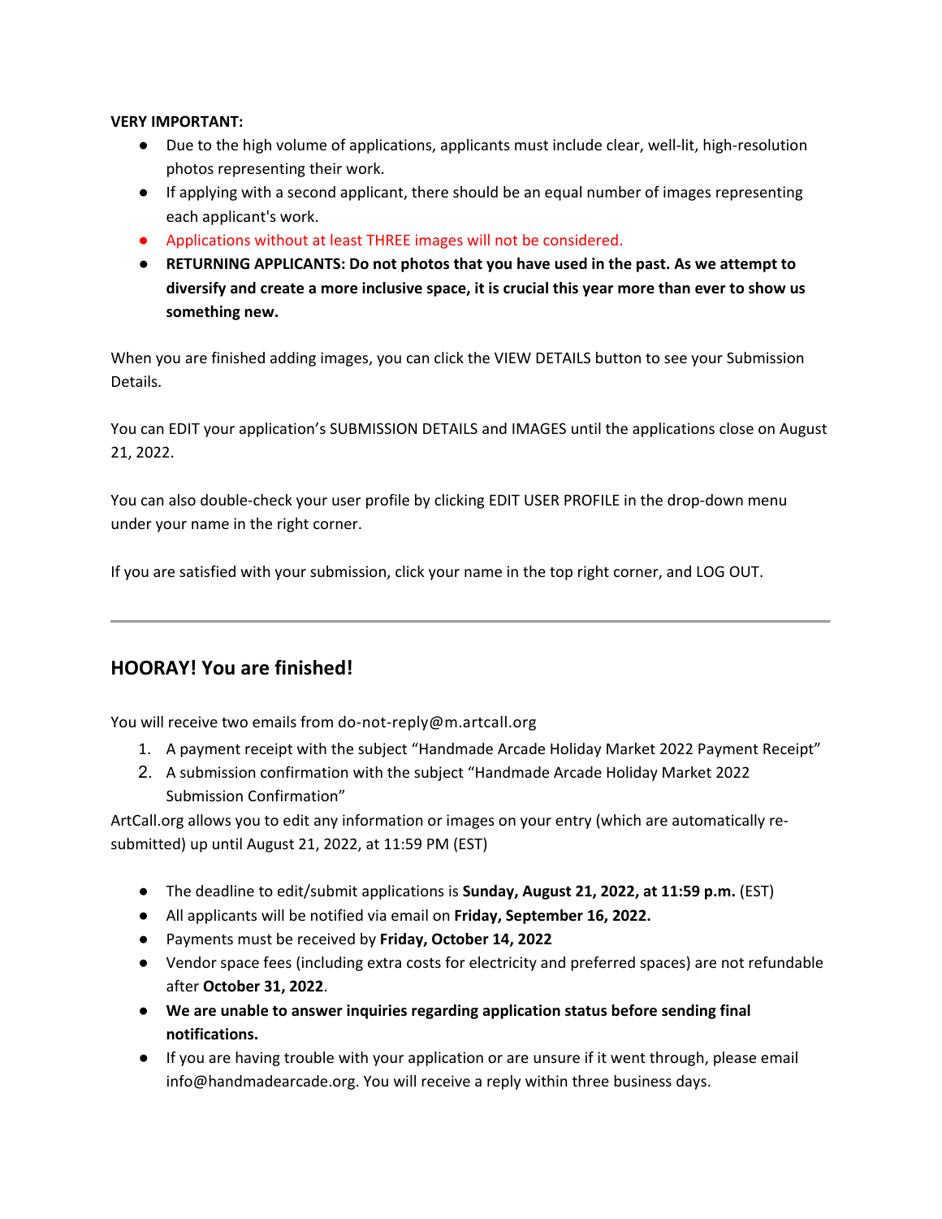**VERY IMPORTANT:**

- Due to the high volume of applications, applicants must include clear, well-lit, high-resolution photos representing their work.
- If applying with a second applicant, there should be an equal number of images representing each applicant's work.
- Applications without at least THREE images will not be considered.
- **RETURNING APPLICANTS: Do not photos that you have used in the past. As we attempt to diversify and create a more inclusive space, it is crucial this year more than ever to show us something new.**

When you are finished adding images, you can click the VIEW DETAILS button to see your Submission Details.

You can EDIT your application's SUBMISSION DETAILS and IMAGES until the applications close on August 21, 2022.

You can also double-check your user profile by clicking EDIT USER PROFILE in the drop-down menu under your name in the right corner.

If you are satisfied with your submission, click your name in the top right corner, and LOG OUT.

---

## HOORAY! You are finished!

You will receive two emails from do-not-reply@m.artcall.org

1. A payment receipt with the subject "Handmade Arcade Holiday Market 2022 Payment Receipt"
2. A submission confirmation with the subject "Handmade Arcade Holiday Market 2022 Submission Confirmation"

ArtCall.org allows you to edit any information or images on your entry (which are automatically re-submitted) up until August 21, 2022, at 11:59 PM (EST)

- The deadline to edit/submit applications is **Sunday, August 21, 2022, at 11:59 p.m.** (EST)
- All applicants will be notified via email on **Friday, September 16, 2022.**
- Payments must be received by **Friday, October 14, 2022**
- Vendor space fees (including extra costs for electricity and preferred spaces) are not refundable after **October 31, 2022**.
- **We are unable to answer inquiries regarding application status before sending final notifications.**
- If you are having trouble with your application or are unsure if it went through, please email info@handmadearcade.org. You will receive a reply within three business days.